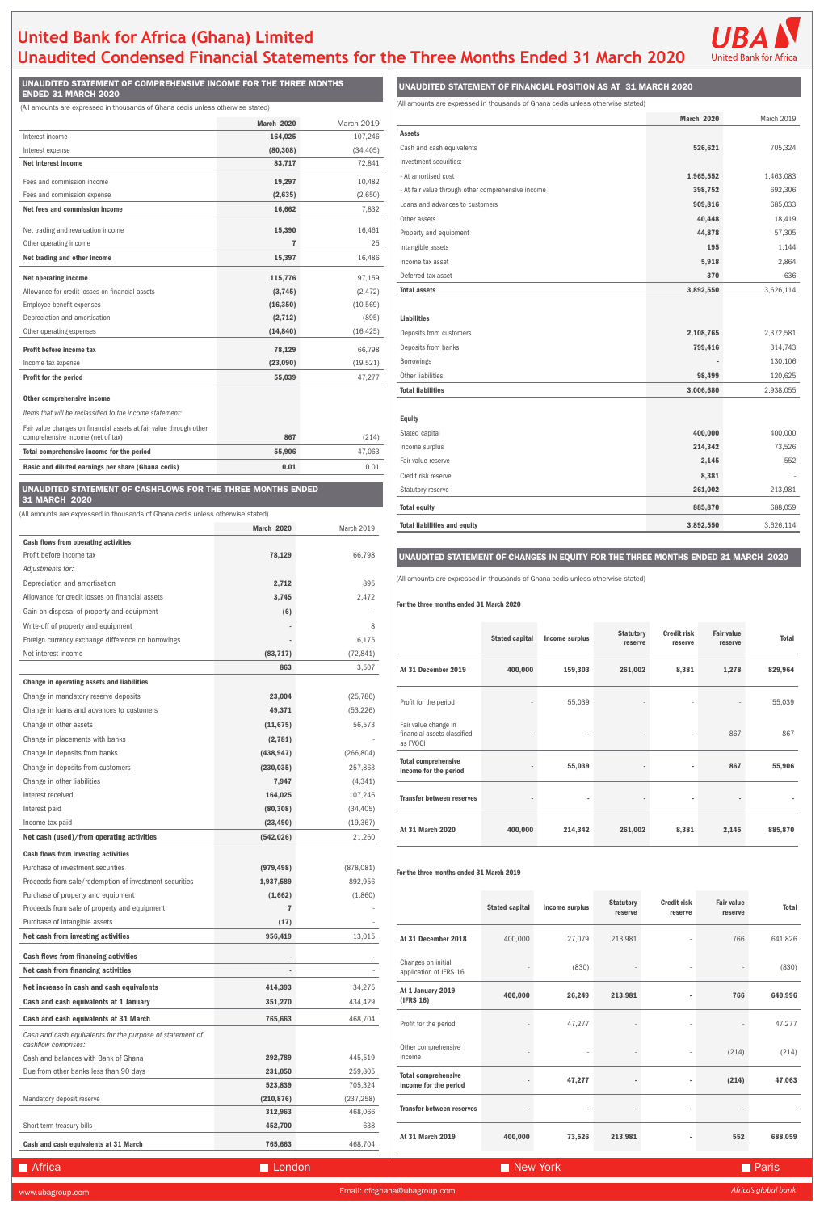# United Bank for Africa (Ghana) Limited

# Unaudited Condensed Financial Statements for the Three Months Ended 31 March 2020

## UNAUDITED STATEMENT OF COMPREHENSIVE INCOME FOR THE THREE MONTHS ENDED 31 MARCH 2020

(All amounts are expressed in thousands of Ghana cedis unless otherwise stated)

| | March 2020 | March 2019 |
|---|---|---|
| Interest income | 164,025 | 107,246 |
| Interest expense | (80,308) | (34,405) |
| **Net interest income** | **83,717** | 72,841 |
| Fees and commission income | 19,297 | 10,482 |
| Fees and commission expense | (2,635) | (2,650) |
| **Net fees and commission income** | **16,662** | 7,832 |
| Net trading and revaluation income | 15,390 | 16,461 |
| Other operating income | 7 | 25 |
| **Net trading and other income** | **15,397** | 16,486 |
| **Net operating income** | **115,776** | 97,159 |
| Allowance for credit losses on financial assets | (3,745) | (2,472) |
| Employee benefit expenses | (16,350) | (10,569) |
| Depreciation and amortisation | (2,712) | (895) |
| Other operating expenses | (14,840) | (16,425) |
| **Profit before income tax** | **78,129** | 66,798 |
| Income tax expense | (23,090) | (19,521) |
| **Profit for the period** | **55,039** | 47,277 |
| **Other comprehensive income** | | |
| *Items that will be reclassified to the income statement:* | | |
| Fair value changes on financial assets at fair value through other comprehensive income (net of tax) | 867 | (214) |
| **Total comprehensive income for the period** | **55,906** | 47,063 |
| **Basic and diluted earnings per share (Ghana cedis)** | **0.01** | 0.01 |

## UNAUDITED STATEMENT OF CASHFLOWS FOR THE THREE MONTHS ENDED 31 MARCH 2020

(All amounts are expressed in thousands of Ghana cedis unless otherwise stated)

| | March 2020 | March 2019 |
|---|---|---|
| **Cash flows from operating activities** | | |
| Profit before income tax | 78,129 | 66,798 |
| *Adjustments for:* | | |
| Depreciation and amortisation | 2,712 | 895 |
| Allowance for credit losses on financial assets | 3,745 | 2,472 |
| Gain on disposal of property and equipment | (6) | - |
| Write-off of property and equipment | - | 8 |
| Foreign currency exchange difference on borrowings | - | 6,175 |
| Net interest income | (83,717) | (72,841) |
| | 863 | 3,507 |
| **Change in operating assets and liabilities** | | |
| Change in mandatory reserve deposits | 23,004 | (25,786) |
| Change in loans and advances to customers | 49,371 | (53,226) |
| Change in other assets | (11,675) | 56,573 |
| Change in placements with banks | (2,781) | - |
| Change in deposits from banks | (438,947) | (266,804) |
| Change in deposits from customers | (230,035) | 257,863 |
| Change in other liabilities | 7,947 | (4,341) |
| Interest received | 164,025 | 107,246 |
| Interest paid | (80,308) | (34,405) |
| Income tax paid | (23,490) | (19,367) |
| **Net cash (used)/from operating activities** | **(542,026)** | 21,260 |
| **Cash flows from investing activities** | | |
| Purchase of investment securities | (979,498) | (878,081) |
| Proceeds from sale/redemption of investment securities | 1,937,589 | 892,956 |
| Purchase of property and equipment | (1,662) | (1,860) |
| Proceeds from sale of property and equipment | 7 | - |
| Purchase of intangible assets | (17) | - |
| **Net cash from investing activities** | **956,419** | 13,015 |
| **Cash flows from financing activities** | - | - |
| **Net cash from financing activities** | - | - |
| **Net increase in cash and cash equivalents** | **414,393** | 34,275 |
| **Cash and cash equivalents at 1 January** | **351,270** | 434,429 |
| **Cash and cash equivalents at 31 March** | **765,663** | 468,704 |
| *Cash and cash equivalents for the purpose of statement of cashflow comprises:* | | |
| Cash and balances with Bank of Ghana | 292,789 | 445,519 |
| Due from other banks less than 90 days | 231,050 | 259,805 |
| | 523,839 | 705,324 |
| Mandatory deposit reserve | (210,876) | (237,258) |
| | 312,963 | 468,066 |
| Short term treasury bills | 452,700 | 638 |
| **Cash and cash equivalents at 31 March** | **765,663** | 468,704 |

## UNAUDITED STATEMENT OF FINANCIAL POSITION AS AT 31 MARCH 2020

(All amounts are expressed in thousands of Ghana cedis unless otherwise stated)

| | March 2020 | March 2019 |
|---|---|---|
| **Assets** | | |
| Cash and cash equivalents | 526,621 | 705,324 |
| Investment securities: | | |
| - At amortised cost | 1,965,552 | 1,463,083 |
| - At fair value through other comprehensive income | 398,752 | 692,306 |
| Loans and advances to customers | 909,816 | 685,033 |
| Other assets | 40,448 | 18,419 |
| Property and equipment | 44,878 | 57,305 |
| Intangible assets | 195 | 1,144 |
| Income tax asset | 5,918 | 2,864 |
| Deferred tax asset | 370 | 636 |
| **Total assets** | **3,892,550** | 3,626,114 |
| **Liabilities** | | |
| Deposits from customers | 2,108,765 | 2,372,581 |
| Deposits from banks | 799,416 | 314,743 |
| Borrowings | - | 130,106 |
| Other liabilities | 98,499 | 120,625 |
| **Total liabilities** | **3,006,680** | 2,938,055 |
| **Equity** | | |
| Stated capital | 400,000 | 400,000 |
| Income surplus | 214,342 | 73,526 |
| Fair value reserve | 2,145 | 552 |
| Credit risk reserve | 8,381 | - |
| Statutory reserve | 261,002 | 213,981 |
| **Total equity** | **885,870** | 688,059 |
| **Total liabilities and equity** | **3,892,550** | 3,626,114 |

## UNAUDITED STATEMENT OF CHANGES IN EQUITY FOR THE THREE MONTHS ENDED 31 MARCH 2020

(All amounts are expressed in thousands of Ghana cedis unless otherwise stated)

**For the three months ended 31 March 2020**

| | Stated capital | Income surplus | Statutory reserve | Credit risk reserve | Fair value reserve | Total |
|---|---|---|---|---|---|---|
| **At 31 December 2019** | **400,000** | **159,303** | **261,002** | **8,381** | **1,278** | **829,964** |
| Profit for the period | - | 55,039 | - | - | - | 55,039 |
| Fair value change in financial assets classified as FVOCI | - | - | - | - | 867 | 867 |
| **Total comprehensive income for the period** | - | **55,039** | - | - | **867** | **55,906** |
| **Transfer between reserves** | - | - | - | - | - | - |
| **At 31 March 2020** | **400,000** | **214,342** | **261,002** | **8,381** | **2,145** | **885,870** |

**For the three months ended 31 March 2019**

| | Stated capital | Income surplus | Statutory reserve | Credit risk reserve | Fair value reserve | Total |
|---|---|---|---|---|---|---|
| **At 31 December 2018** | 400,000 | 27,079 | 213,981 | - | 766 | 641,826 |
| Changes on initial application of IFRS 16 | - | (830) | - | - | - | (830) |
| **At 1 January 2019 (IFRS 16)** | **400,000** | **26,249** | **213,981** | - | **766** | **640,996** |
| Profit for the period | - | 47,277 | - | - | - | 47,277 |
| Other comprehensive income | - | - | - | - | (214) | (214) |
| **Total comprehensive income for the period** | - | **47,277** | - | - | **(214)** | **47,063** |
| **Transfer between reserves** | - | - | - | - | - | - |
| **At 31 March 2019** | **400,000** | **73,526** | **213,981** | - | **552** | **688,059** |

Africa | London | New York | Paris

www.ubagroup.com | Email: cfcghana@ubagroup.com | *Africa's global bank*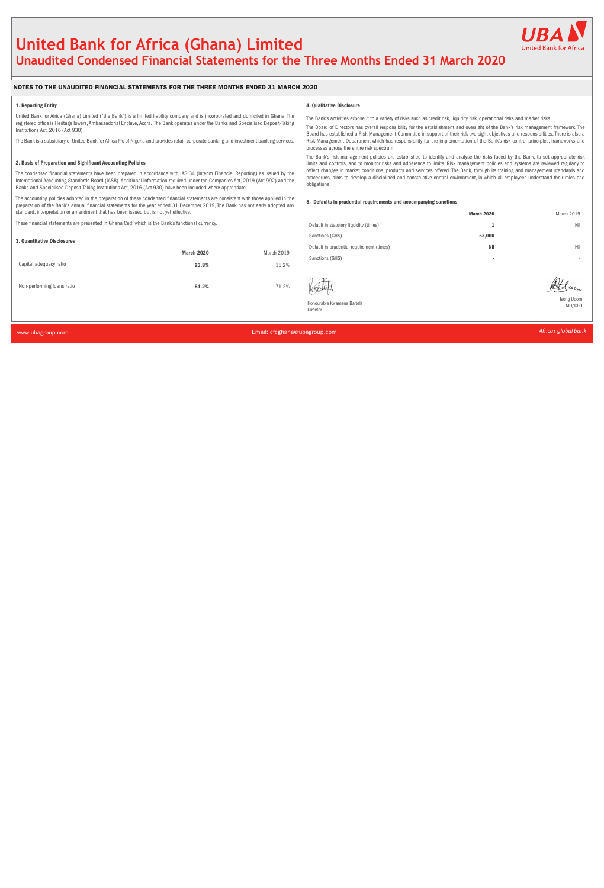# United Bank for Africa (Ghana) Limited

## Unaudited Condensed Financial Statements for the Three Months Ended 31 March 2020

### NOTES TO THE UNAUDITED FINANCIAL STATEMENTS FOR THE THREE MONTHS ENDED 31 MARCH 2020

#### 1. Reporting Entity

United Bank for Africa (Ghana) Limited ("the Bank") is a limited liability company and is incorporated and domiciled in Ghana. The registered office is Heritage Towers, Ambassadorial Enclave, Accra. The Bank operates under the Banks and Specialised Deposit-Taking Institutions Act, 2016 (Act 930).

The Bank is a subsidiary of United Bank for Africa Plc of Nigeria and provides retail, corporate banking and investment banking services.

#### 2. Basis of Preparation and Significant Accounting Policies

The condensed financial statements have been prepared in accordance with IAS 34 (Interim Financial Reporting) as issued by the International Accounting Standards Board (IASB). Additional information required under the Companies Act, 2019 (Act 992) and the Banks and Specialised Deposit-Taking Institutions Act, 2016 (Act 930) have been included where appropriate.

The accounting policies adopted in the preparation of these condensed financial statements are consistent with those applied in the preparation of the Bank's annual financial statements for the year ended 31 December 2019, The Bank has not early adopted any standard, interpretation or amendment that has been issued but is not yet effective.

These financial statements are presented in Ghana Cedi which is the Bank's functional currency.

#### 3. Quantitative Disclosures

| | March 2020 | March 2019 |
|---|---|---|
| Capital adequacy ratio | **23.8%** | 15.2% |
| Non-performing loans ratio | **51.2%** | 71.2% |

#### 4. Qualitative Disclosure

The Bank's activities expose it to a variety of risks such as credit risk, liquidity risk, operational risks and market risks.

The Board of Directors has overall responsibility for the establishment and oversight of the Bank's risk management framework. The Board has established a Risk Management Committee in support of their risk oversight objectives and responsibilities. There is also a Risk Management Department which has responsibility for the implementation of the Bank's risk control principles, frameworks and processes across the entire risk spectrum.

The Bank's risk management policies are established to identify and analyse the risks faced by the Bank, to set appropriate risk limits and controls, and to monitor risks and adherence to limits. Risk management policies and systems are reviewed regularly to reflect changes in market conditions, products and services offered. The Bank, through its training and management standards and procedures, aims to develop a disciplined and constructive control environment, in which all employees understand their roles and obligations

#### 5. Defaults in prudential requirements and accompanying sanctions

| | March 2020 | March 2019 |
|---|---|---|
| Default in statutory liquidity (times) | **1** | Nil |
| Sanctions (GHS) | **53,000** | - |
| Default in prudential requirement (times) | **Nil** | Nil |
| Sanctions (GHS) | - | - |

Honourable Kwamena Bartels
Director

Isong Udom
MD/CEO

www.ubagroup.com Email: cfcghana@ubagroup.com *Africa's global bank*